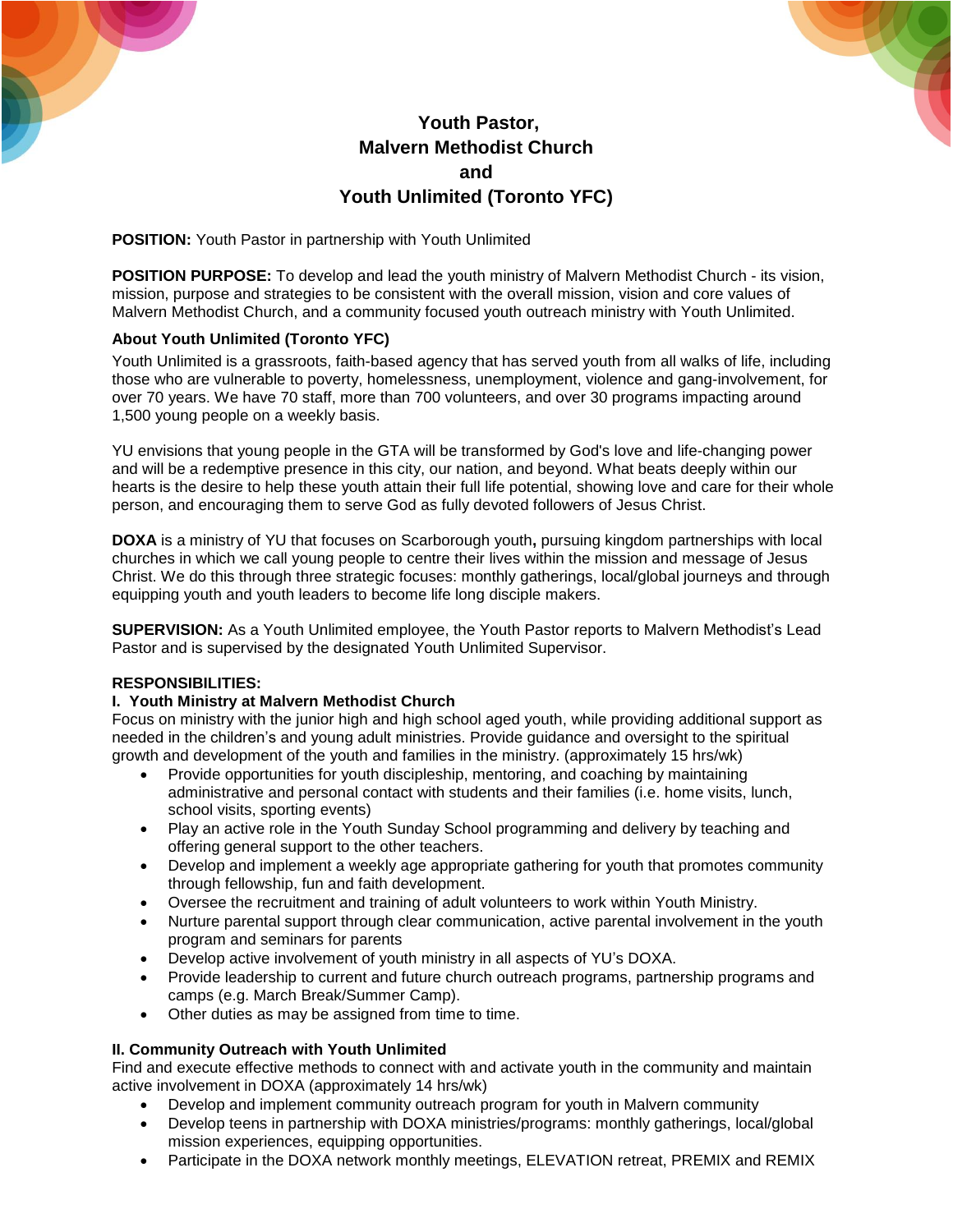# Youth Pastor,
# Malvern Methodist Church
# and
# Youth Unlimited (Toronto YFC)

**POSITION:** Youth Pastor in partnership with Youth Unlimited

**POSITION PURPOSE:** To develop and lead the youth ministry of Malvern Methodist Church - its vision, mission, purpose and strategies to be consistent with the overall mission, vision and core values of Malvern Methodist Church, and a community focused youth outreach ministry with Youth Unlimited.

**About Youth Unlimited (Toronto YFC)**

Youth Unlimited is a grassroots, faith-based agency that has served youth from all walks of life, including those who are vulnerable to poverty, homelessness, unemployment, violence and gang-involvement, for over 70 years. We have 70 staff, more than 700 volunteers, and over 30 programs impacting around 1,500 young people on a weekly basis.

YU envisions that young people in the GTA will be transformed by God's love and life-changing power and will be a redemptive presence in this city, our nation, and beyond. What beats deeply within our hearts is the desire to help these youth attain their full life potential, showing love and care for their whole person, and encouraging them to serve God as fully devoted followers of Jesus Christ.

**DOXA** is a ministry of YU that focuses on Scarborough youth**,** pursuing kingdom partnerships with local churches in which we call young people to centre their lives within the mission and message of Jesus Christ. We do this through three strategic focuses: monthly gatherings, local/global journeys and through equipping youth and youth leaders to become life long disciple makers.

**SUPERVISION:** As a Youth Unlimited employee, the Youth Pastor reports to Malvern Methodist's Lead Pastor and is supervised by the designated Youth Unlimited Supervisor.

**RESPONSIBILITIES:**

**I. Youth Ministry at Malvern Methodist Church**

Focus on ministry with the junior high and high school aged youth, while providing additional support as needed in the children's and young adult ministries. Provide guidance and oversight to the spiritual growth and development of the youth and families in the ministry. (approximately 15 hrs/wk)

- Provide opportunities for youth discipleship, mentoring, and coaching by maintaining administrative and personal contact with students and their families (i.e. home visits, lunch, school visits, sporting events)
- Play an active role in the Youth Sunday School programming and delivery by teaching and offering general support to the other teachers.
- Develop and implement a weekly age appropriate gathering for youth that promotes community through fellowship, fun and faith development.
- Oversee the recruitment and training of adult volunteers to work within Youth Ministry.
- Nurture parental support through clear communication, active parental involvement in the youth program and seminars for parents
- Develop active involvement of youth ministry in all aspects of YU's DOXA.
- Provide leadership to current and future church outreach programs, partnership programs and camps (e.g. March Break/Summer Camp).
- Other duties as may be assigned from time to time.

**II. Community Outreach with Youth Unlimited**

Find and execute effective methods to connect with and activate youth in the community and maintain active involvement in DOXA (approximately 14 hrs/wk)

- Develop and implement community outreach program for youth in Malvern community
- Develop teens in partnership with DOXA ministries/programs: monthly gatherings, local/global mission experiences, equipping opportunities.
- Participate in the DOXA network monthly meetings, ELEVATION retreat, PREMIX and REMIX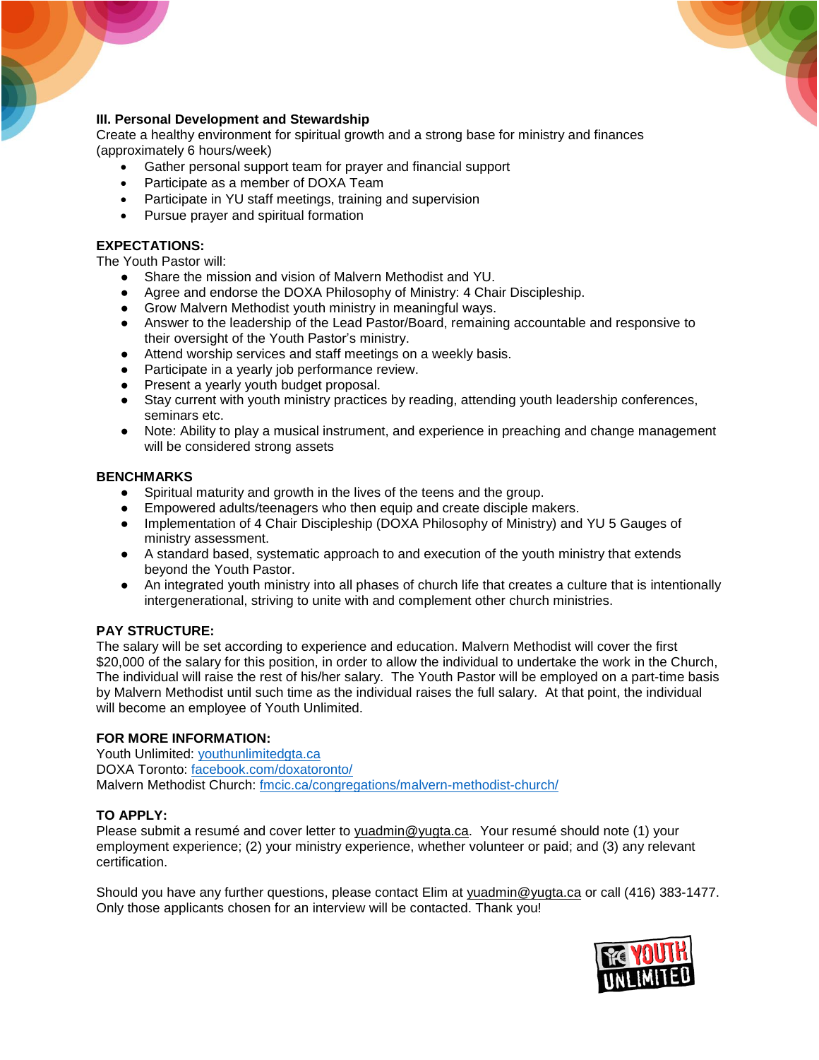**III. Personal Development and Stewardship**

Create a healthy environment for spiritual growth and a strong base for ministry and finances (approximately 6 hours/week)

- Gather personal support team for prayer and financial support
- Participate as a member of DOXA Team
- Participate in YU staff meetings, training and supervision
- Pursue prayer and spiritual formation

**EXPECTATIONS:**

The Youth Pastor will:

- Share the mission and vision of Malvern Methodist and YU.
- Agree and endorse the DOXA Philosophy of Ministry: 4 Chair Discipleship.
- Grow Malvern Methodist youth ministry in meaningful ways.
- Answer to the leadership of the Lead Pastor/Board, remaining accountable and responsive to their oversight of the Youth Pastor's ministry.
- Attend worship services and staff meetings on a weekly basis.
- Participate in a yearly job performance review.
- Present a yearly youth budget proposal.
- Stay current with youth ministry practices by reading, attending youth leadership conferences, seminars etc.
- Note: Ability to play a musical instrument, and experience in preaching and change management will be considered strong assets

**BENCHMARKS**

- Spiritual maturity and growth in the lives of the teens and the group.
- Empowered adults/teenagers who then equip and create disciple makers.
- Implementation of 4 Chair Discipleship (DOXA Philosophy of Ministry) and YU 5 Gauges of ministry assessment.
- A standard based, systematic approach to and execution of the youth ministry that extends beyond the Youth Pastor.
- An integrated youth ministry into all phases of church life that creates a culture that is intentionally intergenerational, striving to unite with and complement other church ministries.

**PAY STRUCTURE:**

The salary will be set according to experience and education. Malvern Methodist will cover the first $20,000 of the salary for this position, in order to allow the individual to undertake the work in the Church, The individual will raise the rest of his/her salary. The Youth Pastor will be employed on a part-time basis by Malvern Methodist until such time as the individual raises the full salary. At that point, the individual will become an employee of Youth Unlimited.

**FOR MORE INFORMATION:**

Youth Unlimited: youthunlimitedgta.ca
DOXA Toronto: facebook.com/doxatoronto/
Malvern Methodist Church: fmcic.ca/congregations/malvern-methodist-church/

**TO APPLY:**

Please submit a resumé and cover letter to yuadmin@yugta.ca. Your resumé should note (1) your employment experience; (2) your ministry experience, whether volunteer or paid; and (3) any relevant certification.

Should you have any further questions, please contact Elim at yuadmin@yugta.ca or call (416) 383-1477. Only those applicants chosen for an interview will be contacted. Thank you!

YOUTH UNLIMITED